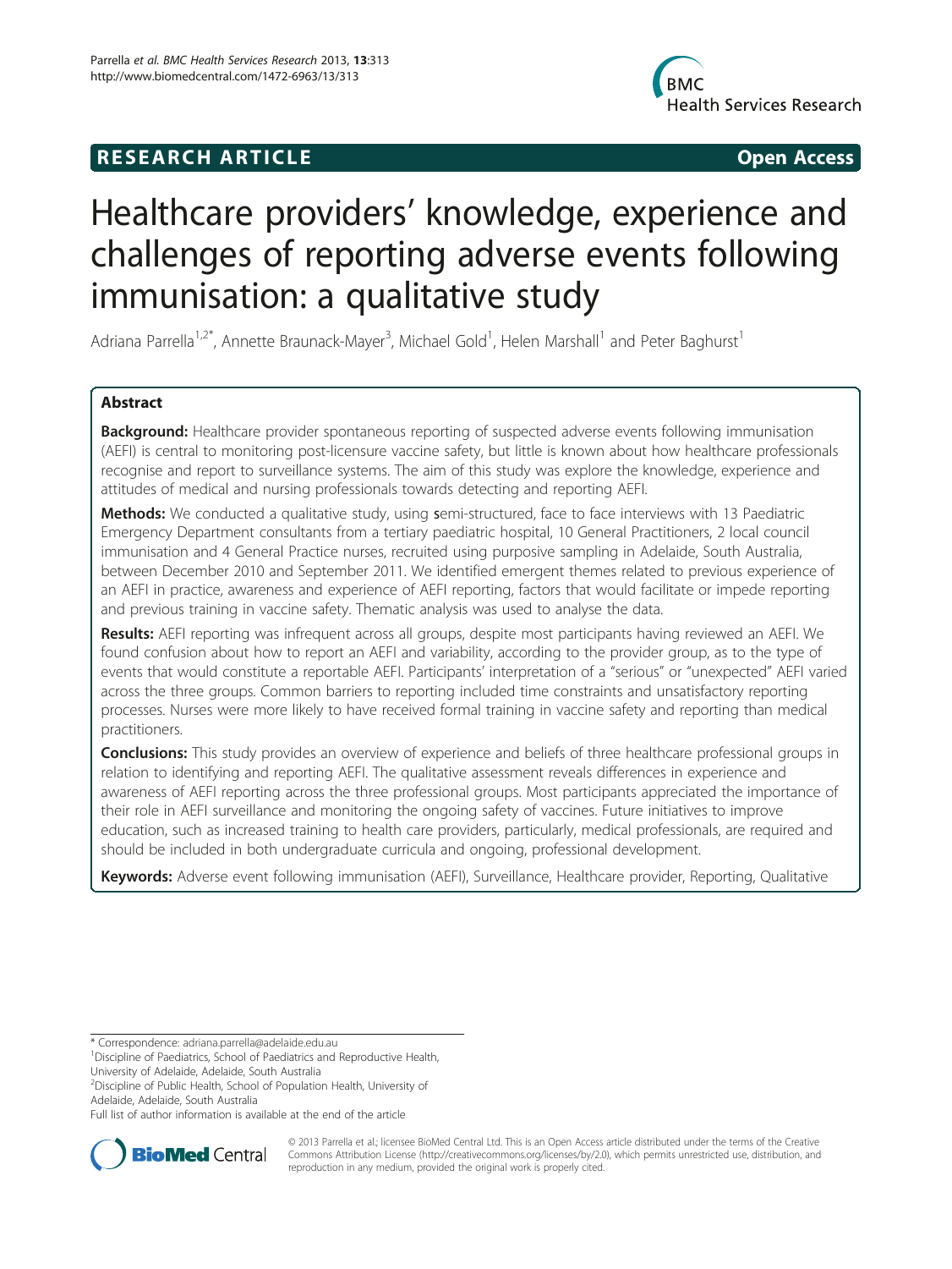RESEARCH ARTICLE

Open Access

# Healthcare providers' knowledge, experience and challenges of reporting adverse events following immunisation: a qualitative study

Adriana Parrella[1,2*], Annette Braunack-Mayer[3], Michael Gold[1], Helen Marshall[1] and Peter Baghurst[1]

## Abstract

**Background:** Healthcare provider spontaneous reporting of suspected adverse events following immunisation (AEFI) is central to monitoring post-licensure vaccine safety, but little is known about how healthcare professionals recognise and report to surveillance systems. The aim of this study was explore the knowledge, experience and attitudes of medical and nursing professionals towards detecting and reporting AEFI.

**Methods:** We conducted a qualitative study, using semi-structured, face to face interviews with 13 Paediatric Emergency Department consultants from a tertiary paediatric hospital, 10 General Practitioners, 2 local council immunisation and 4 General Practice nurses, recruited using purposive sampling in Adelaide, South Australia, between December 2010 and September 2011. We identified emergent themes related to previous experience of an AEFI in practice, awareness and experience of AEFI reporting, factors that would facilitate or impede reporting and previous training in vaccine safety. Thematic analysis was used to analyse the data.

**Results:** AEFI reporting was infrequent across all groups, despite most participants having reviewed an AEFI. We found confusion about how to report an AEFI and variability, according to the provider group, as to the type of events that would constitute a reportable AEFI. Participants' interpretation of a "serious" or "unexpected" AEFI varied across the three groups. Common barriers to reporting included time constraints and unsatisfactory reporting processes. Nurses were more likely to have received formal training in vaccine safety and reporting than medical practitioners.

**Conclusions:** This study provides an overview of experience and beliefs of three healthcare professional groups in relation to identifying and reporting AEFI. The qualitative assessment reveals differences in experience and awareness of AEFI reporting across the three professional groups. Most participants appreciated the importance of their role in AEFI surveillance and monitoring the ongoing safety of vaccines. Future initiatives to improve education, such as increased training to health care providers, particularly, medical professionals, are required and should be included in both undergraduate curricula and ongoing, professional development.

**Keywords:** Adverse event following immunisation (AEFI), Surveillance, Healthcare provider, Reporting, Qualitative

\* Correspondence: adriana.parrella@adelaide.edu.au
[1]Discipline of Paediatrics, School of Paediatrics and Reproductive Health, University of Adelaide, Adelaide, South Australia
[2]Discipline of Public Health, School of Population Health, University of Adelaide, Adelaide, South Australia
Full list of author information is available at the end of the article

© 2013 Parrella et al.; licensee BioMed Central Ltd. This is an Open Access article distributed under the terms of the Creative Commons Attribution License (http://creativecommons.org/licenses/by/2.0), which permits unrestricted use, distribution, and reproduction in any medium, provided the original work is properly cited.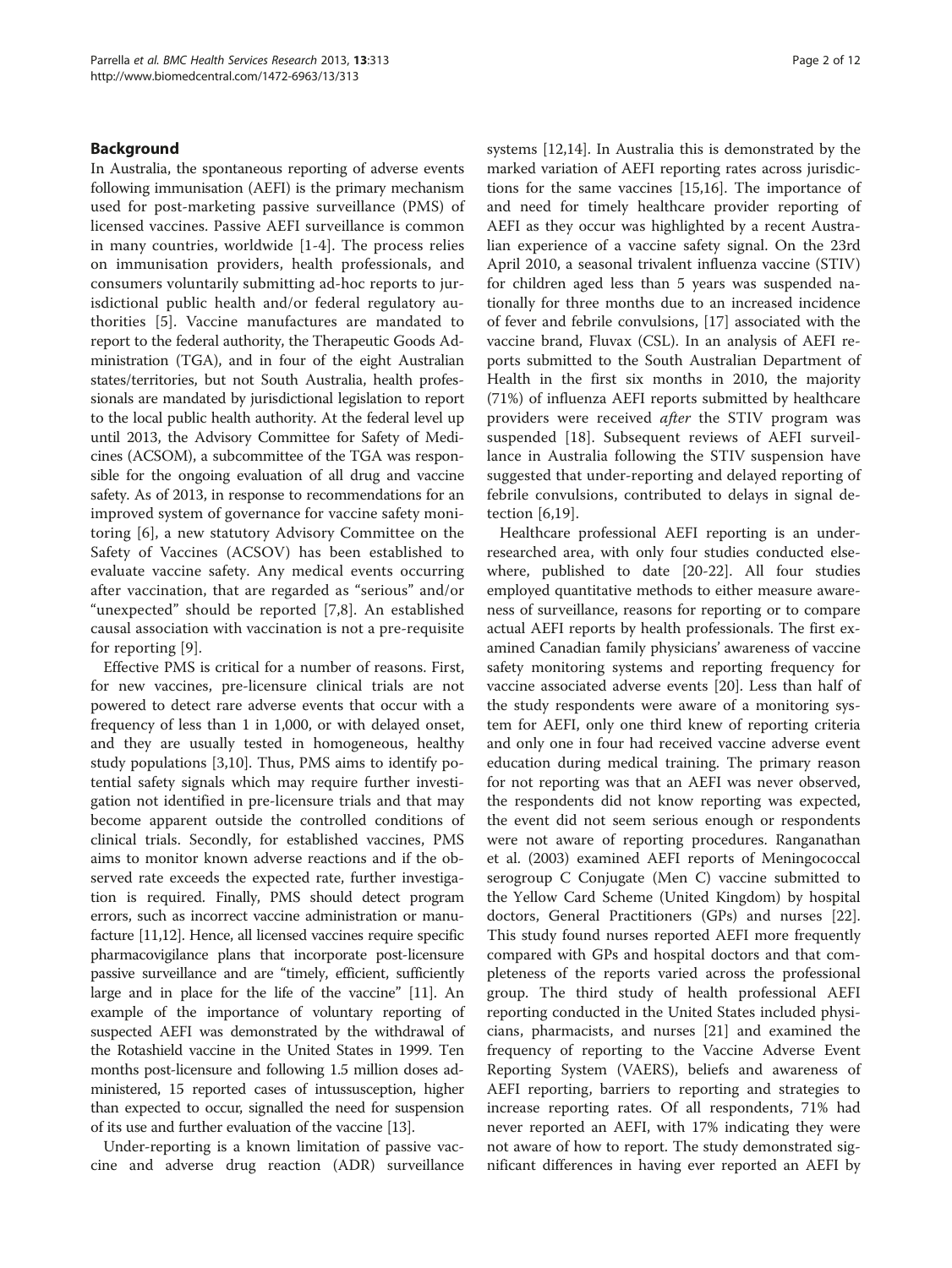## Background

In Australia, the spontaneous reporting of adverse events following immunisation (AEFI) is the primary mechanism used for post-marketing passive surveillance (PMS) of licensed vaccines. Passive AEFI surveillance is common in many countries, worldwide [1-4]. The process relies on immunisation providers, health professionals, and consumers voluntarily submitting ad-hoc reports to jurisdictional public health and/or federal regulatory authorities [5]. Vaccine manufactures are mandated to report to the federal authority, the Therapeutic Goods Administration (TGA), and in four of the eight Australian states/territories, but not South Australia, health professionals are mandated by jurisdictional legislation to report to the local public health authority. At the federal level up until 2013, the Advisory Committee for Safety of Medicines (ACSOM), a subcommittee of the TGA was responsible for the ongoing evaluation of all drug and vaccine safety. As of 2013, in response to recommendations for an improved system of governance for vaccine safety monitoring [6], a new statutory Advisory Committee on the Safety of Vaccines (ACSOV) has been established to evaluate vaccine safety. Any medical events occurring after vaccination, that are regarded as "serious" and/or "unexpected" should be reported [7,8]. An established causal association with vaccination is not a pre-requisite for reporting [9].

Effective PMS is critical for a number of reasons. First, for new vaccines, pre-licensure clinical trials are not powered to detect rare adverse events that occur with a frequency of less than 1 in 1,000, or with delayed onset, and they are usually tested in homogeneous, healthy study populations [3,10]. Thus, PMS aims to identify potential safety signals which may require further investigation not identified in pre-licensure trials and that may become apparent outside the controlled conditions of clinical trials. Secondly, for established vaccines, PMS aims to monitor known adverse reactions and if the observed rate exceeds the expected rate, further investigation is required. Finally, PMS should detect program errors, such as incorrect vaccine administration or manufacture [11,12]. Hence, all licensed vaccines require specific pharmacovigilance plans that incorporate post-licensure passive surveillance and are "timely, efficient, sufficiently large and in place for the life of the vaccine" [11]. An example of the importance of voluntary reporting of suspected AEFI was demonstrated by the withdrawal of the Rotashield vaccine in the United States in 1999. Ten months post-licensure and following 1.5 million doses administered, 15 reported cases of intussusception, higher than expected to occur, signalled the need for suspension of its use and further evaluation of the vaccine [13].

Under-reporting is a known limitation of passive vaccine and adverse drug reaction (ADR) surveillance systems [12,14]. In Australia this is demonstrated by the marked variation of AEFI reporting rates across jurisdictions for the same vaccines [15,16]. The importance of and need for timely healthcare provider reporting of AEFI as they occur was highlighted by a recent Australian experience of a vaccine safety signal. On the 23rd April 2010, a seasonal trivalent influenza vaccine (STIV) for children aged less than 5 years was suspended nationally for three months due to an increased incidence of fever and febrile convulsions, [17] associated with the vaccine brand, Fluvax (CSL). In an analysis of AEFI reports submitted to the South Australian Department of Health in the first six months in 2010, the majority (71%) of influenza AEFI reports submitted by healthcare providers were received *after* the STIV program was suspended [18]. Subsequent reviews of AEFI surveillance in Australia following the STIV suspension have suggested that under-reporting and delayed reporting of febrile convulsions, contributed to delays in signal detection [6,19].

Healthcare professional AEFI reporting is an under-researched area, with only four studies conducted elsewhere, published to date [20-22]. All four studies employed quantitative methods to either measure awareness of surveillance, reasons for reporting or to compare actual AEFI reports by health professionals. The first examined Canadian family physicians' awareness of vaccine safety monitoring systems and reporting frequency for vaccine associated adverse events [20]. Less than half of the study respondents were aware of a monitoring system for AEFI, only one third knew of reporting criteria and only one in four had received vaccine adverse event education during medical training. The primary reason for not reporting was that an AEFI was never observed, the respondents did not know reporting was expected, the event did not seem serious enough or respondents were not aware of reporting procedures. Ranganathan et al. (2003) examined AEFI reports of Meningococcal serogroup C Conjugate (Men C) vaccine submitted to the Yellow Card Scheme (United Kingdom) by hospital doctors, General Practitioners (GPs) and nurses [22]. This study found nurses reported AEFI more frequently compared with GPs and hospital doctors and that completeness of the reports varied across the professional group. The third study of health professional AEFI reporting conducted in the United States included physicians, pharmacists, and nurses [21] and examined the frequency of reporting to the Vaccine Adverse Event Reporting System (VAERS), beliefs and awareness of AEFI reporting, barriers to reporting and strategies to increase reporting rates. Of all respondents, 71% had never reported an AEFI, with 17% indicating they were not aware of how to report. The study demonstrated significant differences in having ever reported an AEFI by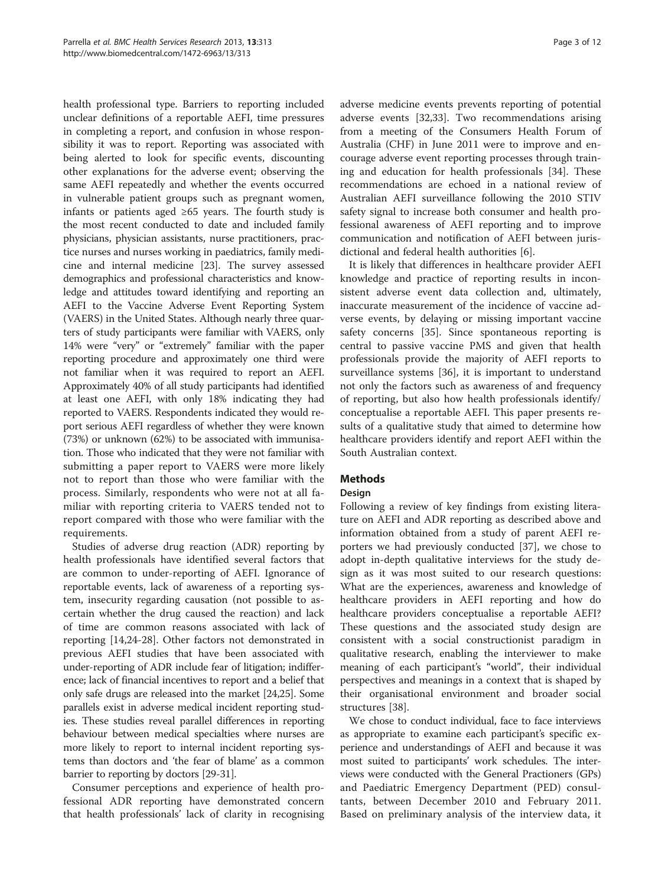health professional type. Barriers to reporting included unclear definitions of a reportable AEFI, time pressures in completing a report, and confusion in whose responsibility it was to report. Reporting was associated with being alerted to look for specific events, discounting other explanations for the adverse event; observing the same AEFI repeatedly and whether the events occurred in vulnerable patient groups such as pregnant women, infants or patients aged ≥65 years. The fourth study is the most recent conducted to date and included family physicians, physician assistants, nurse practitioners, practice nurses and nurses working in paediatrics, family medicine and internal medicine [23]. The survey assessed demographics and professional characteristics and knowledge and attitudes toward identifying and reporting an AEFI to the Vaccine Adverse Event Reporting System (VAERS) in the United States. Although nearly three quarters of study participants were familiar with VAERS, only 14% were "very" or "extremely" familiar with the paper reporting procedure and approximately one third were not familiar when it was required to report an AEFI. Approximately 40% of all study participants had identified at least one AEFI, with only 18% indicating they had reported to VAERS. Respondents indicated they would report serious AEFI regardless of whether they were known (73%) or unknown (62%) to be associated with immunisation. Those who indicated that they were not familiar with submitting a paper report to VAERS were more likely not to report than those who were familiar with the process. Similarly, respondents who were not at all familiar with reporting criteria to VAERS tended not to report compared with those who were familiar with the requirements.

Studies of adverse drug reaction (ADR) reporting by health professionals have identified several factors that are common to under-reporting of AEFI. Ignorance of reportable events, lack of awareness of a reporting system, insecurity regarding causation (not possible to ascertain whether the drug caused the reaction) and lack of time are common reasons associated with lack of reporting [14,24-28]. Other factors not demonstrated in previous AEFI studies that have been associated with under-reporting of ADR include fear of litigation; indifference; lack of financial incentives to report and a belief that only safe drugs are released into the market [24,25]. Some parallels exist in adverse medical incident reporting studies. These studies reveal parallel differences in reporting behaviour between medical specialties where nurses are more likely to report to internal incident reporting systems than doctors and 'the fear of blame' as a common barrier to reporting by doctors [29-31].

Consumer perceptions and experience of health professional ADR reporting have demonstrated concern that health professionals' lack of clarity in recognising adverse medicine events prevents reporting of potential adverse events [32,33]. Two recommendations arising from a meeting of the Consumers Health Forum of Australia (CHF) in June 2011 were to improve and encourage adverse event reporting processes through training and education for health professionals [34]. These recommendations are echoed in a national review of Australian AEFI surveillance following the 2010 STIV safety signal to increase both consumer and health professional awareness of AEFI reporting and to improve communication and notification of AEFI between jurisdictional and federal health authorities [6].

It is likely that differences in healthcare provider AEFI knowledge and practice of reporting results in inconsistent adverse event data collection and, ultimately, inaccurate measurement of the incidence of vaccine adverse events, by delaying or missing important vaccine safety concerns [35]. Since spontaneous reporting is central to passive vaccine PMS and given that health professionals provide the majority of AEFI reports to surveillance systems [36], it is important to understand not only the factors such as awareness of and frequency of reporting, but also how health professionals identify/conceptualise a reportable AEFI. This paper presents results of a qualitative study that aimed to determine how healthcare providers identify and report AEFI within the South Australian context.

## Methods

### Design

Following a review of key findings from existing literature on AEFI and ADR reporting as described above and information obtained from a study of parent AEFI reporters we had previously conducted [37], we chose to adopt in-depth qualitative interviews for the study design as it was most suited to our research questions: What are the experiences, awareness and knowledge of healthcare providers in AEFI reporting and how do healthcare providers conceptualise a reportable AEFI? These questions and the associated study design are consistent with a social constructionist paradigm in qualitative research, enabling the interviewer to make meaning of each participant's "world", their individual perspectives and meanings in a context that is shaped by their organisational environment and broader social structures [38].

We chose to conduct individual, face to face interviews as appropriate to examine each participant's specific experience and understandings of AEFI and because it was most suited to participants' work schedules. The interviews were conducted with the General Practioners (GPs) and Paediatric Emergency Department (PED) consultants, between December 2010 and February 2011. Based on preliminary analysis of the interview data, it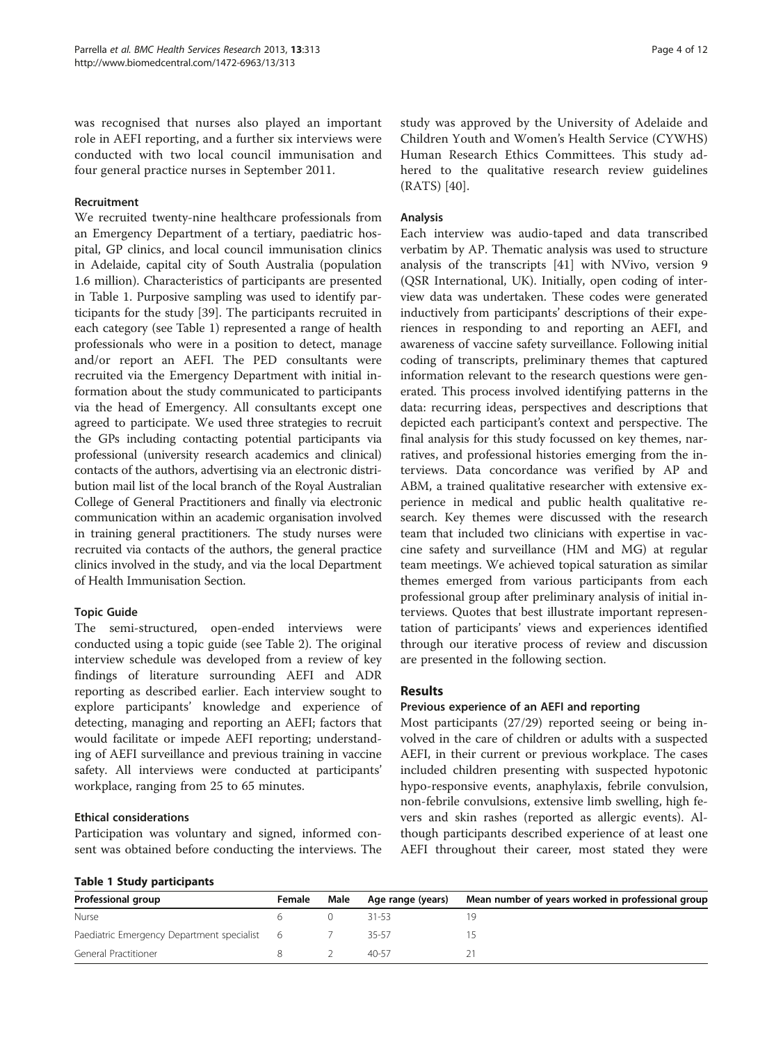was recognised that nurses also played an important role in AEFI reporting, and a further six interviews were conducted with two local council immunisation and four general practice nurses in September 2011.

#### Recruitment

We recruited twenty-nine healthcare professionals from an Emergency Department of a tertiary, paediatric hospital, GP clinics, and local council immunisation clinics in Adelaide, capital city of South Australia (population 1.6 million). Characteristics of participants are presented in Table 1. Purposive sampling was used to identify participants for the study [39]. The participants recruited in each category (see Table 1) represented a range of health professionals who were in a position to detect, manage and/or report an AEFI. The PED consultants were recruited via the Emergency Department with initial information about the study communicated to participants via the head of Emergency. All consultants except one agreed to participate. We used three strategies to recruit the GPs including contacting potential participants via professional (university research academics and clinical) contacts of the authors, advertising via an electronic distribution mail list of the local branch of the Royal Australian College of General Practitioners and finally via electronic communication within an academic organisation involved in training general practitioners. The study nurses were recruited via contacts of the authors, the general practice clinics involved in the study, and via the local Department of Health Immunisation Section.

#### Topic Guide

The semi-structured, open-ended interviews were conducted using a topic guide (see Table 2). The original interview schedule was developed from a review of key findings of literature surrounding AEFI and ADR reporting as described earlier. Each interview sought to explore participants' knowledge and experience of detecting, managing and reporting an AEFI; factors that would facilitate or impede AEFI reporting; understanding of AEFI surveillance and previous training in vaccine safety. All interviews were conducted at participants' workplace, ranging from 25 to 65 minutes.

#### Ethical considerations

Participation was voluntary and signed, informed consent was obtained before conducting the interviews. The study was approved by the University of Adelaide and Children Youth and Women's Health Service (CYWHS) Human Research Ethics Committees. This study adhered to the qualitative research review guidelines (RATS) [40].

#### Analysis

Each interview was audio-taped and data transcribed verbatim by AP. Thematic analysis was used to structure analysis of the transcripts [41] with NVivo, version 9 (QSR International, UK). Initially, open coding of interview data was undertaken. These codes were generated inductively from participants' descriptions of their experiences in responding to and reporting an AEFI, and awareness of vaccine safety surveillance. Following initial coding of transcripts, preliminary themes that captured information relevant to the research questions were generated. This process involved identifying patterns in the data: recurring ideas, perspectives and descriptions that depicted each participant's context and perspective. The final analysis for this study focussed on key themes, narratives, and professional histories emerging from the interviews. Data concordance was verified by AP and ABM, a trained qualitative researcher with extensive experience in medical and public health qualitative research. Key themes were discussed with the research team that included two clinicians with expertise in vaccine safety and surveillance (HM and MG) at regular team meetings. We achieved topical saturation as similar themes emerged from various participants from each professional group after preliminary analysis of initial interviews. Quotes that best illustrate important representation of participants' views and experiences identified through our iterative process of review and discussion are presented in the following section.

## Results

#### Previous experience of an AEFI and reporting

Most participants (27/29) reported seeing or being involved in the care of children or adults with a suspected AEFI, in their current or previous workplace. The cases included children presenting with suspected hypotonic hypo-responsive events, anaphylaxis, febrile convulsion, non-febrile convulsions, extensive limb swelling, high fevers and skin rashes (reported as allergic events). Although participants described experience of at least one AEFI throughout their career, most stated they were

**Table 1 Study participants**

| Professional group | Female | Male | Age range (years) | Mean number of years worked in professional group |
|---|---|---|---|---|
| Nurse | 6 | 0 | 31-53 | 19 |
| Paediatric Emergency Department specialist | 6 | 7 | 35-57 | 15 |
| General Practitioner | 8 | 2 | 40-57 | 21 |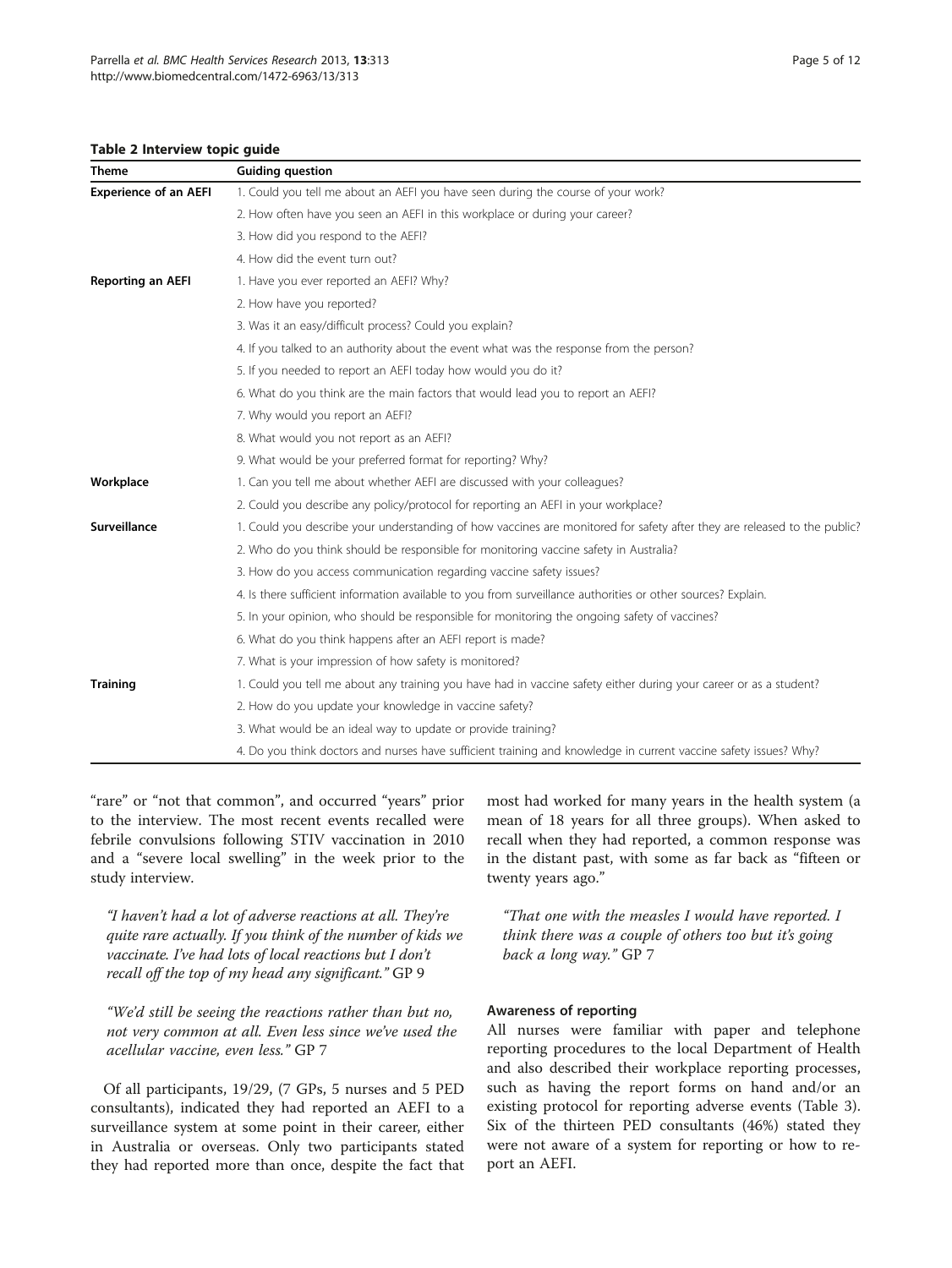**Table 2 Interview topic guide**

| Theme | Guiding question |
| --- | --- |
| **Experience of an AEFI** | 1. Could you tell me about an AEFI you have seen during the course of your work? |
| | 2. How often have you seen an AEFI in this workplace or during your career? |
| | 3. How did you respond to the AEFI? |
| | 4. How did the event turn out? |
| **Reporting an AEFI** | 1. Have you ever reported an AEFI? Why? |
| | 2. How have you reported? |
| | 3. Was it an easy/difficult process? Could you explain? |
| | 4. If you talked to an authority about the event what was the response from the person? |
| | 5. If you needed to report an AEFI today how would you do it? |
| | 6. What do you think are the main factors that would lead you to report an AEFI? |
| | 7. Why would you report an AEFI? |
| | 8. What would you not report as an AEFI? |
| | 9. What would be your preferred format for reporting? Why? |
| **Workplace** | 1. Can you tell me about whether AEFI are discussed with your colleagues? |
| | 2. Could you describe any policy/protocol for reporting an AEFI in your workplace? |
| **Surveillance** | 1. Could you describe your understanding of how vaccines are monitored for safety after they are released to the public? |
| | 2. Who do you think should be responsible for monitoring vaccine safety in Australia? |
| | 3. How do you access communication regarding vaccine safety issues? |
| | 4. Is there sufficient information available to you from surveillance authorities or other sources? Explain. |
| | 5. In your opinion, who should be responsible for monitoring the ongoing safety of vaccines? |
| | 6. What do you think happens after an AEFI report is made? |
| | 7. What is your impression of how safety is monitored? |
| **Training** | 1. Could you tell me about any training you have had in vaccine safety either during your career or as a student? |
| | 2. How do you update your knowledge in vaccine safety? |
| | 3. What would be an ideal way to update or provide training? |
| | 4. Do you think doctors and nurses have sufficient training and knowledge in current vaccine safety issues? Why? |

"rare" or "not that common", and occurred "years" prior to the interview. The most recent events recalled were febrile convulsions following STIV vaccination in 2010 and a "severe local swelling" in the week prior to the study interview.

> *"I haven't had a lot of adverse reactions at all. They're quite rare actually. If you think of the number of kids we vaccinate. I've had lots of local reactions but I don't recall off the top of my head any significant."* GP 9

> *"We'd still be seeing the reactions rather than but no, not very common at all. Even less since we've used the acellular vaccine, even less."* GP 7

Of all participants, 19/29, (7 GPs, 5 nurses and 5 PED consultants), indicated they had reported an AEFI to a surveillance system at some point in their career, either in Australia or overseas. Only two participants stated they had reported more than once, despite the fact that most had worked for many years in the health system (a mean of 18 years for all three groups). When asked to recall when they had reported, a common response was in the distant past, with some as far back as "fifteen or twenty years ago."

> *"That one with the measles I would have reported. I think there was a couple of others too but it's going back a long way."* GP 7

#### Awareness of reporting

All nurses were familiar with paper and telephone reporting procedures to the local Department of Health and also described their workplace reporting processes, such as having the report forms on hand and/or an existing protocol for reporting adverse events (Table 3). Six of the thirteen PED consultants (46%) stated they were not aware of a system for reporting or how to report an AEFI.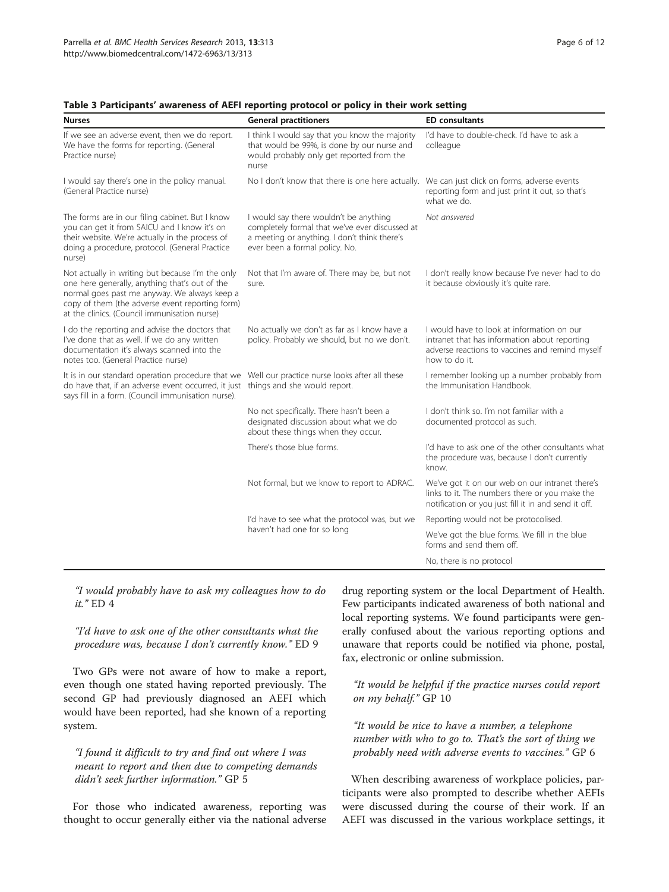**Table 3 Participants' awareness of AEFI reporting protocol or policy in their work setting**

| Nurses | General practitioners | ED consultants |
|---|---|---|
| If we see an adverse event, then we do report. We have the forms for reporting. (General Practice nurse) | I think I would say that you know the majority that would be 99%, is done by our nurse and would probably only get reported from the nurse | I'd have to double-check. I'd have to ask a colleague |
| I would say there's one in the policy manual. (General Practice nurse) | No I don't know that there is one here actually. | We can just click on forms, adverse events reporting form and just print it out, so that's what we do. |
| The forms are in our filing cabinet. But I know you can get it from SAICU and I know it's on their website. We're actually in the process of doing a procedure, protocol. (General Practice nurse) | I would say there wouldn't be anything completely formal that we've ever discussed at a meeting or anything. I don't think there's ever been a formal policy. No. | *Not answered* |
| Not actually in writing but because I'm the only one here generally, anything that's out of the normal goes past me anyway. We always keep a copy of them (the adverse event reporting form) at the clinics. (Council immunisation nurse) | Not that I'm aware of. There may be, but not sure. | I don't really know because I've never had to do it because obviously it's quite rare. |
| I do the reporting and advise the doctors that I've done that as well. If we do any written documentation it's always scanned into the notes too. (General Practice nurse) | No actually we don't as far as I know have a policy. Probably we should, but no we don't. | I would have to look at information on our intranet that has information about reporting adverse reactions to vaccines and remind myself how to do it. |
| It is in our standard operation procedure that we do have that, if an adverse event occurred, it just says fill in a form. (Council immunisation nurse). | Well our practice nurse looks after all these things and she would report. | I remember looking up a number probably from the Immunisation Handbook. |
| | No not specifically. There hasn't been a designated discussion about what we do about these things when they occur. | I don't think so. I'm not familiar with a documented protocol as such. |
| | There's those blue forms. | I'd have to ask one of the other consultants what the procedure was, because I don't currently know. |
| | Not formal, but we know to report to ADRAC. | We've got it on our web on our intranet there's links to it. The numbers there or you make the notification or you just fill it in and send it off. |
| | I'd have to see what the protocol was, but we haven't had one for so long | Reporting would not be protocolised. |
| | | We've got the blue forms. We fill in the blue forms and send them off. |
| | | No, there is no protocol |

*"I would probably have to ask my colleagues how to do it."* ED 4

*"I'd have to ask one of the other consultants what the procedure was, because I don't currently know."* ED 9

Two GPs were not aware of how to make a report, even though one stated having reported previously. The second GP had previously diagnosed an AEFI which would have been reported, had she known of a reporting system.

*"I found it difficult to try and find out where I was meant to report and then due to competing demands didn't seek further information."* GP 5

For those who indicated awareness, reporting was thought to occur generally either via the national adverse drug reporting system or the local Department of Health. Few participants indicated awareness of both national and local reporting systems. We found participants were generally confused about the various reporting options and unaware that reports could be notified via phone, postal, fax, electronic or online submission.

*"It would be helpful if the practice nurses could report on my behalf."* GP 10

*"It would be nice to have a number, a telephone number with who to go to. That's the sort of thing we probably need with adverse events to vaccines."* GP 6

When describing awareness of workplace policies, participants were also prompted to describe whether AEFIs were discussed during the course of their work. If an AEFI was discussed in the various workplace settings, it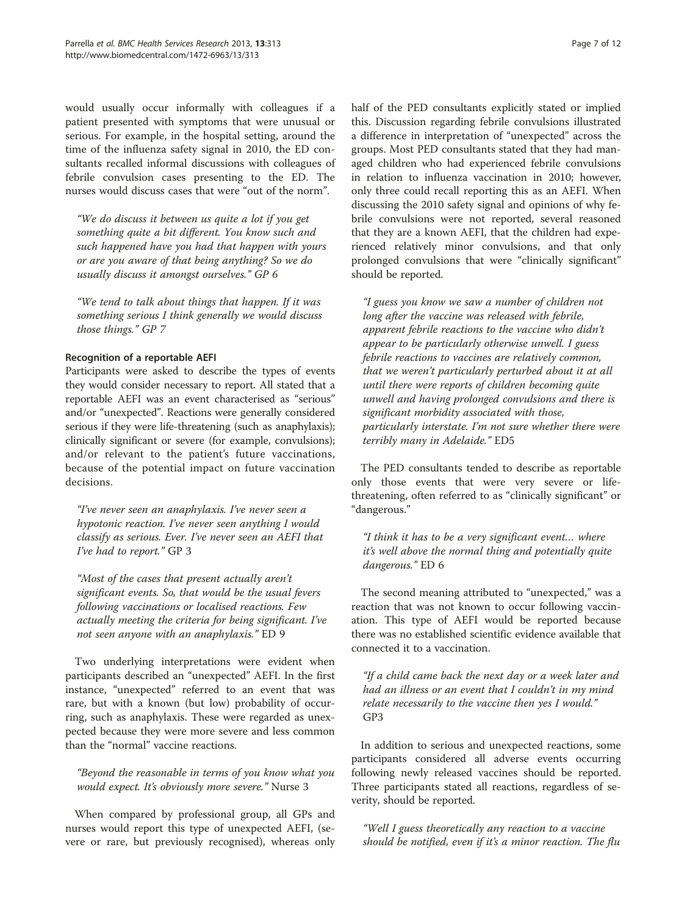would usually occur informally with colleagues if a patient presented with symptoms that were unusual or serious. For example, in the hospital setting, around the time of the influenza safety signal in 2010, the ED consultants recalled informal discussions with colleagues of febrile convulsion cases presenting to the ED. The nurses would discuss cases that were "out of the norm".

*"We do discuss it between us quite a lot if you get something quite a bit different. You know such and such happened have you had that happen with yours or are you aware of that being anything? So we do usually discuss it amongst ourselves."* GP 6

*"We tend to talk about things that happen. If it was something serious I think generally we would discuss those things."* GP 7

#### Recognition of a reportable AEFI

Participants were asked to describe the types of events they would consider necessary to report. All stated that a reportable AEFI was an event characterised as "serious" and/or "unexpected". Reactions were generally considered serious if they were life-threatening (such as anaphylaxis); clinically significant or severe (for example, convulsions); and/or relevant to the patient's future vaccinations, because of the potential impact on future vaccination decisions.

*"I've never seen an anaphylaxis. I've never seen a hypotonic reaction. I've never seen anything I would classify as serious. Ever. I've never seen an AEFI that I've had to report."* GP 3

*"Most of the cases that present actually aren't significant events. So, that would be the usual fevers following vaccinations or localised reactions. Few actually meeting the criteria for being significant. I've not seen anyone with an anaphylaxis."* ED 9

Two underlying interpretations were evident when participants described an "unexpected" AEFI. In the first instance, "unexpected" referred to an event that was rare, but with a known (but low) probability of occurring, such as anaphylaxis. These were regarded as unexpected because they were more severe and less common than the "normal" vaccine reactions.

*"Beyond the reasonable in terms of you know what you would expect. It's obviously more severe."* Nurse 3

When compared by professional group, all GPs and nurses would report this type of unexpected AEFI, (severe or rare, but previously recognised), whereas only half of the PED consultants explicitly stated or implied this. Discussion regarding febrile convulsions illustrated a difference in interpretation of "unexpected" across the groups. Most PED consultants stated that they had managed children who had experienced febrile convulsions in relation to influenza vaccination in 2010; however, only three could recall reporting this as an AEFI. When discussing the 2010 safety signal and opinions of why febrile convulsions were not reported, several reasoned that they are a known AEFI, that the children had experienced relatively minor convulsions, and that only prolonged convulsions that were "clinically significant" should be reported.

*"I guess you know we saw a number of children not long after the vaccine was released with febrile, apparent febrile reactions to the vaccine who didn't appear to be particularly otherwise unwell. I guess febrile reactions to vaccines are relatively common, that we weren't particularly perturbed about it at all until there were reports of children becoming quite unwell and having prolonged convulsions and there is significant morbidity associated with those, particularly interstate. I'm not sure whether there were terribly many in Adelaide."* ED5

The PED consultants tended to describe as reportable only those events that were very severe or life-threatening, often referred to as "clinically significant" or "dangerous."

*"I think it has to be a very significant event… where it's well above the normal thing and potentially quite dangerous."* ED 6

The second meaning attributed to "unexpected," was a reaction that was not known to occur following vaccination. This type of AEFI would be reported because there was no established scientific evidence available that connected it to a vaccination.

*"If a child came back the next day or a week later and had an illness or an event that I couldn't in my mind relate necessarily to the vaccine then yes I would."* GP3

In addition to serious and unexpected reactions, some participants considered all adverse events occurring following newly released vaccines should be reported. Three participants stated all reactions, regardless of severity, should be reported.

*"Well I guess theoretically any reaction to a vaccine should be notified, even if it's a minor reaction. The flu*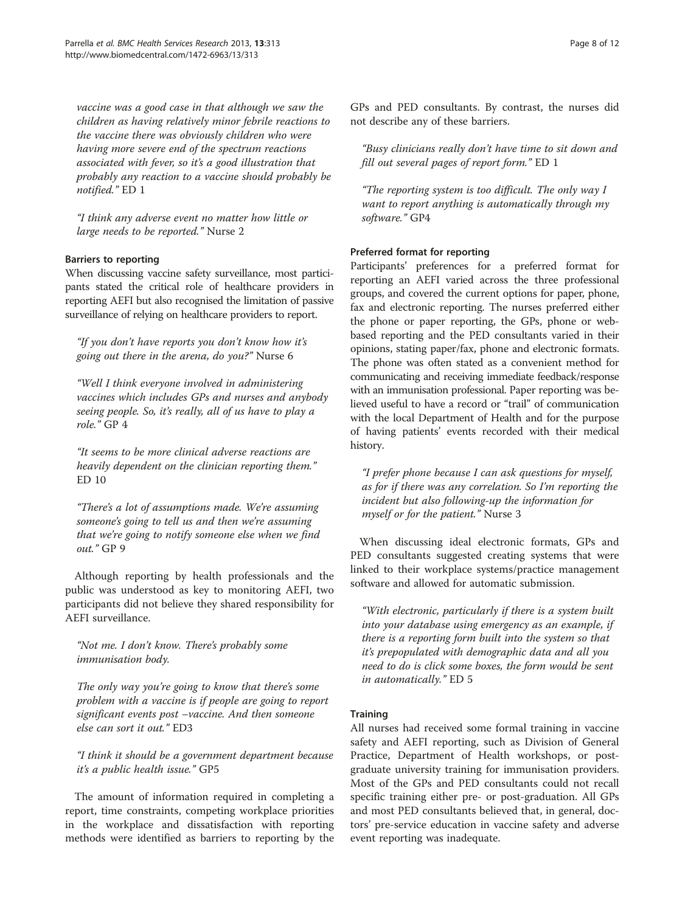*vaccine was a good case in that although we saw the children as having relatively minor febrile reactions to the vaccine there was obviously children who were having more severe end of the spectrum reactions associated with fever, so it's a good illustration that probably any reaction to a vaccine should probably be notified."* ED 1

*"I think any adverse event no matter how little or large needs to be reported."* Nurse 2

#### Barriers to reporting

When discussing vaccine safety surveillance, most participants stated the critical role of healthcare providers in reporting AEFI but also recognised the limitation of passive surveillance of relying on healthcare providers to report.

*"If you don't have reports you don't know how it's going out there in the arena, do you?"* Nurse 6

*"Well I think everyone involved in administering vaccines which includes GPs and nurses and anybody seeing people. So, it's really, all of us have to play a role."* GP 4

*"It seems to be more clinical adverse reactions are heavily dependent on the clinician reporting them."* ED 10

*"There's a lot of assumptions made. We're assuming someone's going to tell us and then we're assuming that we're going to notify someone else when we find out."* GP 9

Although reporting by health professionals and the public was understood as key to monitoring AEFI, two participants did not believe they shared responsibility for AEFI surveillance.

*"Not me. I don't know. There's probably some immunisation body.*

*The only way you're going to know that there's some problem with a vaccine is if people are going to report significant events post –vaccine. And then someone else can sort it out."* ED3

*"I think it should be a government department because it's a public health issue."* GP5

The amount of information required in completing a report, time constraints, competing workplace priorities in the workplace and dissatisfaction with reporting methods were identified as barriers to reporting by the GPs and PED consultants. By contrast, the nurses did not describe any of these barriers.

*"Busy clinicians really don't have time to sit down and fill out several pages of report form."* ED 1

*"The reporting system is too difficult. The only way I want to report anything is automatically through my software."* GP4

#### Preferred format for reporting

Participants' preferences for a preferred format for reporting an AEFI varied across the three professional groups, and covered the current options for paper, phone, fax and electronic reporting. The nurses preferred either the phone or paper reporting, the GPs, phone or web-based reporting and the PED consultants varied in their opinions, stating paper/fax, phone and electronic formats. The phone was often stated as a convenient method for communicating and receiving immediate feedback/response with an immunisation professional. Paper reporting was believed useful to have a record or "trail" of communication with the local Department of Health and for the purpose of having patients' events recorded with their medical history.

*"I prefer phone because I can ask questions for myself, as for if there was any correlation. So I'm reporting the incident but also following-up the information for myself or for the patient."* Nurse 3

When discussing ideal electronic formats, GPs and PED consultants suggested creating systems that were linked to their workplace systems/practice management software and allowed for automatic submission.

*"With electronic, particularly if there is a system built into your database using emergency as an example, if there is a reporting form built into the system so that it's prepopulated with demographic data and all you need to do is click some boxes, the form would be sent in automatically."* ED 5

#### Training

All nurses had received some formal training in vaccine safety and AEFI reporting, such as Division of General Practice, Department of Health workshops, or post-graduate university training for immunisation providers. Most of the GPs and PED consultants could not recall specific training either pre- or post-graduation. All GPs and most PED consultants believed that, in general, doctors' pre-service education in vaccine safety and adverse event reporting was inadequate.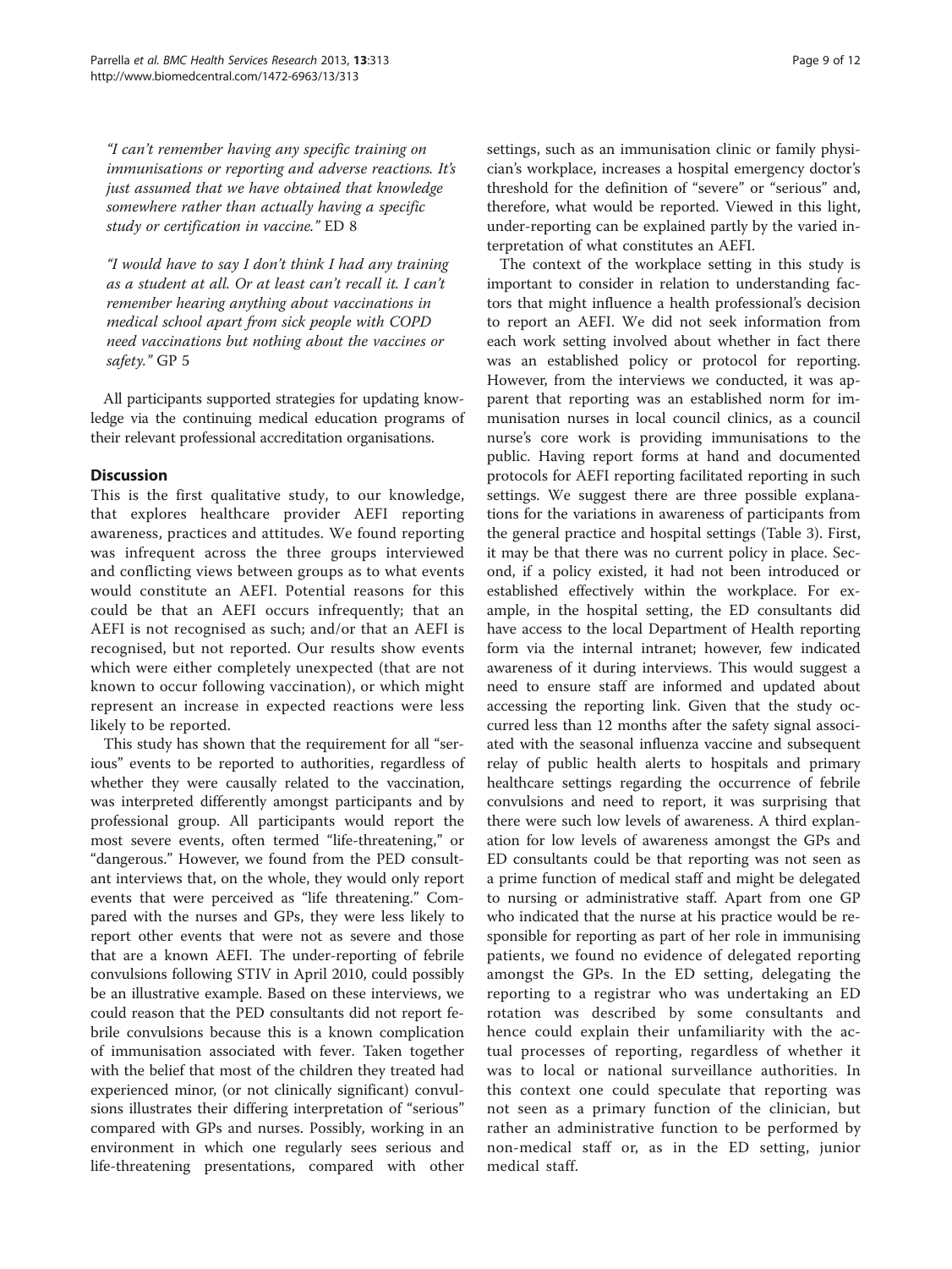"I can't remember having any specific training on immunisations or reporting and adverse reactions. It's just assumed that we have obtained that knowledge somewhere rather than actually having a specific study or certification in vaccine." ED 8

"I would have to say I don't think I had any training as a student at all. Or at least can't recall it. I can't remember hearing anything about vaccinations in medical school apart from sick people with COPD need vaccinations but nothing about the vaccines or safety." GP 5

All participants supported strategies for updating knowledge via the continuing medical education programs of their relevant professional accreditation organisations.

## Discussion

This is the first qualitative study, to our knowledge, that explores healthcare provider AEFI reporting awareness, practices and attitudes. We found reporting was infrequent across the three groups interviewed and conflicting views between groups as to what events would constitute an AEFI. Potential reasons for this could be that an AEFI occurs infrequently; that an AEFI is not recognised as such; and/or that an AEFI is recognised, but not reported. Our results show events which were either completely unexpected (that are not known to occur following vaccination), or which might represent an increase in expected reactions were less likely to be reported.

This study has shown that the requirement for all "serious" events to be reported to authorities, regardless of whether they were causally related to the vaccination, was interpreted differently amongst participants and by professional group. All participants would report the most severe events, often termed "life-threatening," or "dangerous." However, we found from the PED consultant interviews that, on the whole, they would only report events that were perceived as "life threatening." Compared with the nurses and GPs, they were less likely to report other events that were not as severe and those that are a known AEFI. The under-reporting of febrile convulsions following STIV in April 2010, could possibly be an illustrative example. Based on these interviews, we could reason that the PED consultants did not report febrile convulsions because this is a known complication of immunisation associated with fever. Taken together with the belief that most of the children they treated had experienced minor, (or not clinically significant) convulsions illustrates their differing interpretation of "serious" compared with GPs and nurses. Possibly, working in an environment in which one regularly sees serious and life-threatening presentations, compared with other settings, such as an immunisation clinic or family physician's workplace, increases a hospital emergency doctor's threshold for the definition of "severe" or "serious" and, therefore, what would be reported. Viewed in this light, under-reporting can be explained partly by the varied interpretation of what constitutes an AEFI.

The context of the workplace setting in this study is important to consider in relation to understanding factors that might influence a health professional's decision to report an AEFI. We did not seek information from each work setting involved about whether in fact there was an established policy or protocol for reporting. However, from the interviews we conducted, it was apparent that reporting was an established norm for immunisation nurses in local council clinics, as a council nurse's core work is providing immunisations to the public. Having report forms at hand and documented protocols for AEFI reporting facilitated reporting in such settings. We suggest there are three possible explanations for the variations in awareness of participants from the general practice and hospital settings (Table 3). First, it may be that there was no current policy in place. Second, if a policy existed, it had not been introduced or established effectively within the workplace. For example, in the hospital setting, the ED consultants did have access to the local Department of Health reporting form via the internal intranet; however, few indicated awareness of it during interviews. This would suggest a need to ensure staff are informed and updated about accessing the reporting link. Given that the study occurred less than 12 months after the safety signal associated with the seasonal influenza vaccine and subsequent relay of public health alerts to hospitals and primary healthcare settings regarding the occurrence of febrile convulsions and need to report, it was surprising that there were such low levels of awareness. A third explanation for low levels of awareness amongst the GPs and ED consultants could be that reporting was not seen as a prime function of medical staff and might be delegated to nursing or administrative staff. Apart from one GP who indicated that the nurse at his practice would be responsible for reporting as part of her role in immunising patients, we found no evidence of delegated reporting amongst the GPs. In the ED setting, delegating the reporting to a registrar who was undertaking an ED rotation was described by some consultants and hence could explain their unfamiliarity with the actual processes of reporting, regardless of whether it was to local or national surveillance authorities. In this context one could speculate that reporting was not seen as a primary function of the clinician, but rather an administrative function to be performed by non-medical staff or, as in the ED setting, junior medical staff.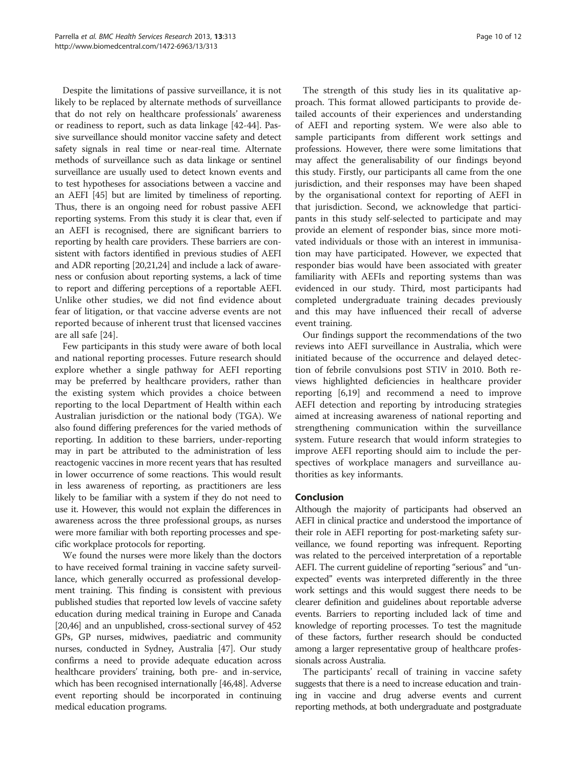Despite the limitations of passive surveillance, it is not likely to be replaced by alternate methods of surveillance that do not rely on healthcare professionals' awareness or readiness to report, such as data linkage [42-44]. Passive surveillance should monitor vaccine safety and detect safety signals in real time or near-real time. Alternate methods of surveillance such as data linkage or sentinel surveillance are usually used to detect known events and to test hypotheses for associations between a vaccine and an AEFI [45] but are limited by timeliness of reporting. Thus, there is an ongoing need for robust passive AEFI reporting systems. From this study it is clear that, even if an AEFI is recognised, there are significant barriers to reporting by health care providers. These barriers are consistent with factors identified in previous studies of AEFI and ADR reporting [20,21,24] and include a lack of awareness or confusion about reporting systems, a lack of time to report and differing perceptions of a reportable AEFI. Unlike other studies, we did not find evidence about fear of litigation, or that vaccine adverse events are not reported because of inherent trust that licensed vaccines are all safe [24].

Few participants in this study were aware of both local and national reporting processes. Future research should explore whether a single pathway for AEFI reporting may be preferred by healthcare providers, rather than the existing system which provides a choice between reporting to the local Department of Health within each Australian jurisdiction or the national body (TGA). We also found differing preferences for the varied methods of reporting. In addition to these barriers, under-reporting may in part be attributed to the administration of less reactogenic vaccines in more recent years that has resulted in lower occurrence of some reactions. This would result in less awareness of reporting, as practitioners are less likely to be familiar with a system if they do not need to use it. However, this would not explain the differences in awareness across the three professional groups, as nurses were more familiar with both reporting processes and specific workplace protocols for reporting.

We found the nurses were more likely than the doctors to have received formal training in vaccine safety surveillance, which generally occurred as professional development training. This finding is consistent with previous published studies that reported low levels of vaccine safety education during medical training in Europe and Canada [20,46] and an unpublished, cross-sectional survey of 452 GPs, GP nurses, midwives, paediatric and community nurses, conducted in Sydney, Australia [47]. Our study confirms a need to provide adequate education across healthcare providers' training, both pre- and in-service, which has been recognised internationally [46,48]. Adverse event reporting should be incorporated in continuing medical education programs.

The strength of this study lies in its qualitative approach. This format allowed participants to provide detailed accounts of their experiences and understanding of AEFI and reporting system. We were also able to sample participants from different work settings and professions. However, there were some limitations that may affect the generalisability of our findings beyond this study. Firstly, our participants all came from the one jurisdiction, and their responses may have been shaped by the organisational context for reporting of AEFI in that jurisdiction. Second, we acknowledge that participants in this study self-selected to participate and may provide an element of responder bias, since more motivated individuals or those with an interest in immunisation may have participated. However, we expected that responder bias would have been associated with greater familiarity with AEFIs and reporting systems than was evidenced in our study. Third, most participants had completed undergraduate training decades previously and this may have influenced their recall of adverse event training.

Our findings support the recommendations of the two reviews into AEFI surveillance in Australia, which were initiated because of the occurrence and delayed detection of febrile convulsions post STIV in 2010. Both reviews highlighted deficiencies in healthcare provider reporting [6,19] and recommend a need to improve AEFI detection and reporting by introducing strategies aimed at increasing awareness of national reporting and strengthening communication within the surveillance system. Future research that would inform strategies to improve AEFI reporting should aim to include the perspectives of workplace managers and surveillance authorities as key informants.

## Conclusion

Although the majority of participants had observed an AEFI in clinical practice and understood the importance of their role in AEFI reporting for post-marketing safety surveillance, we found reporting was infrequent. Reporting was related to the perceived interpretation of a reportable AEFI. The current guideline of reporting "serious" and "unexpected" events was interpreted differently in the three work settings and this would suggest there needs to be clearer definition and guidelines about reportable adverse events. Barriers to reporting included lack of time and knowledge of reporting processes. To test the magnitude of these factors, further research should be conducted among a larger representative group of healthcare professionals across Australia.

The participants' recall of training in vaccine safety suggests that there is a need to increase education and training in vaccine and drug adverse events and current reporting methods, at both undergraduate and postgraduate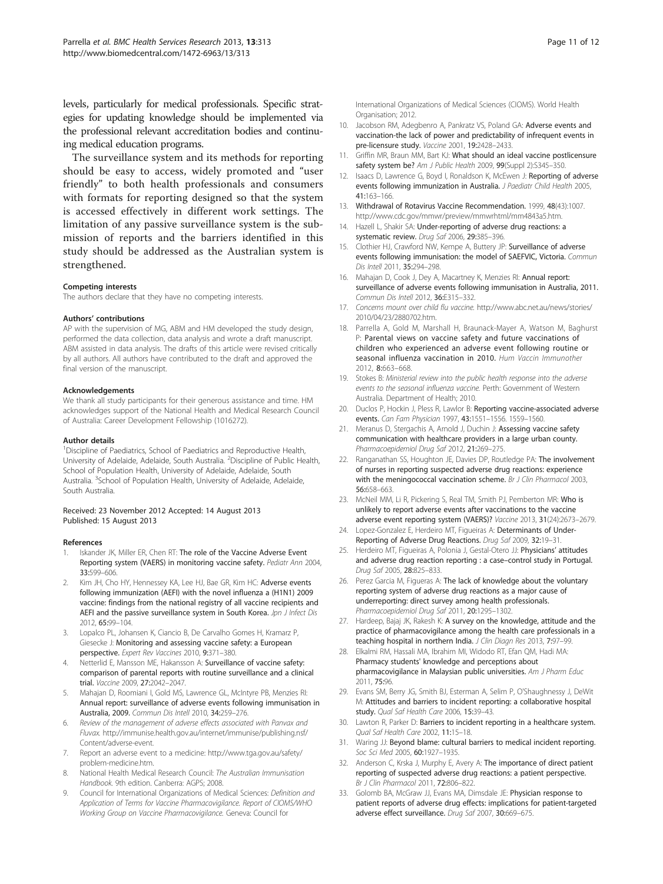levels, particularly for medical professionals. Specific strategies for updating knowledge should be implemented via the professional relevant accreditation bodies and continuing medical education programs.

The surveillance system and its methods for reporting should be easy to access, widely promoted and "user friendly" to both health professionals and consumers with formats for reporting designed so that the system is accessed effectively in different work settings. The limitation of any passive surveillance system is the submission of reports and the barriers identified in this study should be addressed as the Australian system is strengthened.

#### Competing interests

The authors declare that they have no competing interests.

#### Authors' contributions

AP with the supervision of MG, ABM and HM developed the study design, performed the data collection, data analysis and wrote a draft manuscript. ABM assisted in data analysis. The drafts of this article were revised critically by all authors. All authors have contributed to the draft and approved the final version of the manuscript.

#### Acknowledgements

We thank all study participants for their generous assistance and time. HM acknowledges support of the National Health and Medical Research Council of Australia: Career Development Fellowship (1016272).

#### Author details

[1]Discipline of Paediatrics, School of Paediatrics and Reproductive Health, University of Adelaide, Adelaide, South Australia. [2]Discipline of Public Health, School of Population Health, University of Adelaide, Adelaide, South Australia. [3]School of Population Health, University of Adelaide, Adelaide, South Australia.

Received: 23 November 2012 Accepted: 14 August 2013
Published: 15 August 2013

#### References

1. Iskander JK, Miller ER, Chen RT: **The role of the Vaccine Adverse Event Reporting system (VAERS) in monitoring vaccine safety.** *Pediatr Ann* 2004, **33:**599–606.
2. Kim JH, Cho HY, Hennessey KA, Lee HJ, Bae GR, Kim HC: **Adverse events following immunization (AEFI) with the novel influenza a (H1N1) 2009 vaccine: findings from the national registry of all vaccine recipients and AEFI and the passive surveillance system in South Korea.** *Jpn J Infect Dis* 2012, **65:**99–104.
3. Lopalco PL, Johansen K, Ciancio B, De Carvalho Gomes H, Kramarz P, Giesecke J: **Monitoring and assessing vaccine safety: a European perspective.** *Expert Rev Vaccines* 2010, **9:**371–380.
4. Netterlid E, Mansson ME, Hakansson A: **Surveillance of vaccine safety: comparison of parental reports with routine surveillance and a clinical trial.** *Vaccine* 2009, **27:**2042–2047.
5. Mahajan D, Roomiani I, Gold MS, Lawrence GL, McIntyre PB, Menzies RI: **Annual report: surveillance of adverse events following immunisation in Australia, 2009.** *Commun Dis Intell* 2010, **34:**259–276.
6. *Review of the management of adverse effects associated with Panvax and Fluvax.* http://immunise.health.gov.au/internet/immunise/publishing.nsf/Content/adverse-event.
7. Report an adverse event to a medicine: http://www.tga.gov.au/safety/problem-medicine.htm.
8. National Health Medical Research Council: *The Australian Immunisation Handbook.* 9th edition. Canberra: AGPS; 2008.
9. Council for International Organizations of Medical Sciences: *Definition and Application of Terms for Vaccine Pharmacovigilance. Report of CIOMS/WHO Working Group on Vaccine Pharmacovigilance.* Geneva: Council for International Organizations of Medical Sciences (CIOMS). World Health Organisation; 2012.
10. Jacobson RM, Adegbenro A, Pankratz VS, Poland GA: **Adverse events and vaccination-the lack of power and predictability of infrequent events in pre-licensure study.** *Vaccine* 2001, **19:**2428–2433.
11. Griffin MR, Braun MM, Bart KJ: **What should an ideal vaccine postlicensure safety system be?** *Am J Public Health* 2009, **99**(Suppl 2):S345–350.
12. Isaacs D, Lawrence G, Boyd I, Ronaldson K, McEwen J: **Reporting of adverse events following immunization in Australia.** *J Paediatr Child Health* 2005, **41:**163–166.
13. **Withdrawal of Rotavirus Vaccine Recommendation.** 1999, **48**(43):1007. http://www.cdc.gov/mmwr/preview/mmwrhtml/mm4843a5.htm.
14. Hazell L, Shakir SA: **Under-reporting of adverse drug reactions: a systematic review.** *Drug Saf* 2006, **29:**385–396.
15. Clothier HJ, Crawford NW, Kempe A, Buttery JP: **Surveillance of adverse events following immunisation: the model of SAEFVIC, Victoria.** *Commun Dis Intell* 2011, **35:**294–298.
16. Mahajan D, Cook J, Dey A, Macartney K, Menzies RI: **Annual report: surveillance of adverse events following immunisation in Australia, 2011.** *Commun Dis Intell* 2012, **36:**E315–332.
17. *Concerns mount over child flu vaccine.* http://www.abc.net.au/news/stories/2010/04/23/2880702.htm.
18. Parrella A, Gold M, Marshall H, Braunack-Mayer A, Watson M, Baghurst P: **Parental views on vaccine safety and future vaccinations of children who experienced an adverse event following routine or seasonal influenza vaccination in 2010.** *Hum Vaccin Immunother* 2012, **8:**663–668.
19. Stokes B: *Ministerial review into the public health response into the adverse events to the seasonal influenza vaccine.* Perth: Government of Western Australia. Department of Health; 2010.
20. Duclos P, Hockin J, Pless R, Lawlor B: **Reporting vaccine-associated adverse events.** *Can Fam Physician* 1997, **43:**1551–1556. 1559–1560.
21. Meranus D, Stergachis A, Arnold J, Duchin J: **Assessing vaccine safety communication with healthcare providers in a large urban county.** *Pharmacoepidemiol Drug Saf* 2012, **21:**269–275.
22. Ranganathan SS, Houghton JE, Davies DP, Routledge PA: **The involvement of nurses in reporting suspected adverse drug reactions: experience with the meningococcal vaccination scheme.** *Br J Clin Pharmacol* 2003, **56:**658–663.
23. McNeil MM, Li R, Pickering S, Real TM, Smith PJ, Pemberton MR: **Who is unlikely to report adverse events after vaccinations to the vaccine adverse event reporting system (VAERS)?** *Vaccine* 2013, **31**(24):2673–2679.
24. Lopez-Gonzalez E, Herdeiro MT, Figueiras A: **Determinants of Under-Reporting of Adverse Drug Reactions.** *Drug Saf* 2009, **32:**19–31.
25. Herdeiro MT, Figueiras A, Polonia J, Gestal-Otero JJ: **Physicians' attitudes and adverse drug reaction reporting : a case–control study in Portugal.** *Drug Saf* 2005, **28:**825–833.
26. Perez Garcia M, Figueras A: **The lack of knowledge about the voluntary reporting system of adverse drug reactions as a major cause of underreporting: direct survey among health professionals.** *Pharmacoepidemiol Drug Saf* 2011, **20:**1295–1302.
27. Hardeep, Bajaj JK, Rakesh K: **A survey on the knowledge, attitude and the practice of pharmacovigilance among the health care professionals in a teaching hospital in northern India.** *J Clin Diagn Res* 2013, **7:**97–99.
28. Elkalmi RM, Hassali MA, Ibrahim MI, Widodo RT, Efan QM, Hadi MA: **Pharmacy students' knowledge and perceptions about pharmacovigilance in Malaysian public universities.** *Am J Pharm Educ* 2011, **75:**96.
29. Evans SM, Berry JG, Smith BJ, Esterman A, Selim P, O'Shaughnessy J, DeWit M: **Attitudes and barriers to incident reporting: a collaborative hospital study.** *Qual Saf Health Care* 2006, **15:**39–43.
30. Lawton R, Parker D: **Barriers to incident reporting in a healthcare system.** *Qual Saf Health Care* 2002, **11:**15–18.
31. Waring JJ: **Beyond blame: cultural barriers to medical incident reporting.** *Soc Sci Med* 2005, **60:**1927–1935.
32. Anderson C, Krska J, Murphy E, Avery A: **The importance of direct patient reporting of suspected adverse drug reactions: a patient perspective.** *Br J Clin Pharmacol* 2011, **72:**806–822.
33. Golomb BA, McGraw JJ, Evans MA, Dimsdale JE: **Physician response to patient reports of adverse drug effects: implications for patient-targeted adverse effect surveillance.** *Drug Saf* 2007, **30:**669–675.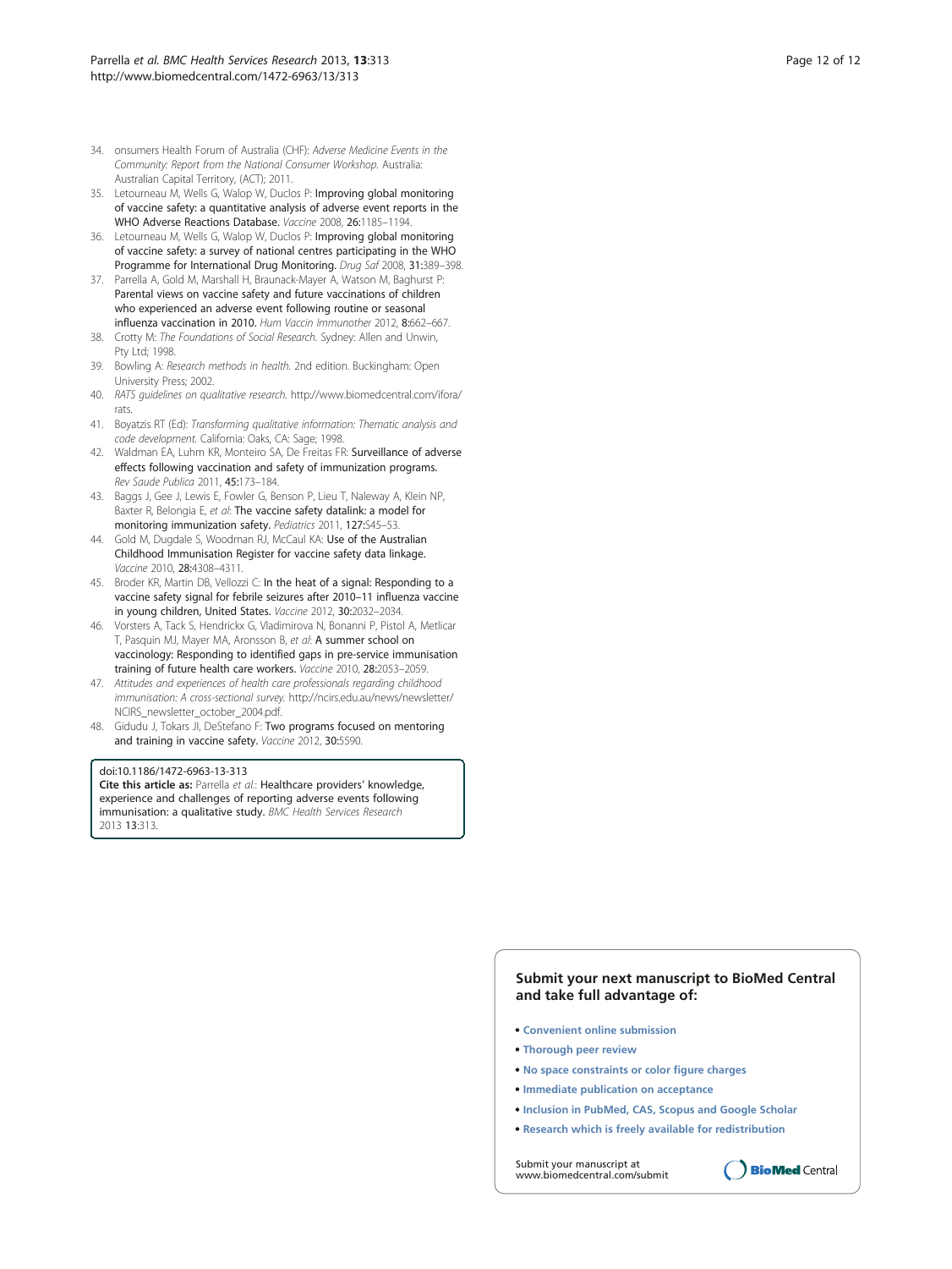34. onsumers Health Forum of Australia (CHF): *Adverse Medicine Events in the Community: Report from the National Consumer Workshop.* Australia: Australian Capital Territory, (ACT); 2011.
35. Letourneau M, Wells G, Walop W, Duclos P: **Improving global monitoring of vaccine safety: a quantitative analysis of adverse event reports in the WHO Adverse Reactions Database.** *Vaccine* 2008, **26:**1185–1194.
36. Letourneau M, Wells G, Walop W, Duclos P: **Improving global monitoring of vaccine safety: a survey of national centres participating in the WHO Programme for International Drug Monitoring.** *Drug Saf* 2008, **31:**389–398.
37. Parrella A, Gold M, Marshall H, Braunack-Mayer A, Watson M, Baghurst P: **Parental views on vaccine safety and future vaccinations of children who experienced an adverse event following routine or seasonal influenza vaccination in 2010.** *Hum Vaccin Immunother* 2012, **8:**662–667.
38. Crotty M: *The Foundations of Social Research.* Sydney: Allen and Unwin, Pty Ltd; 1998.
39. Bowling A: *Research methods in health.* 2nd edition. Buckingham: Open University Press; 2002.
40. *RATS guidelines on qualitative research.* http://www.biomedcentral.com/ifora/rats.
41. Boyatzis RT (Ed): *Transforming qualitative information: Thematic analysis and code development.* California: Oaks, CA: Sage; 1998.
42. Waldman EA, Luhm KR, Monteiro SA, De Freitas FR: **Surveillance of adverse effects following vaccination and safety of immunization programs.** *Rev Saude Publica* 2011, **45:**173–184.
43. Baggs J, Gee J, Lewis E, Fowler G, Benson P, Lieu T, Naleway A, Klein NP, Baxter R, Belongia E, *et al*: **The vaccine safety datalink: a model for monitoring immunization safety.** *Pediatrics* 2011, **127:**S45–53.
44. Gold M, Dugdale S, Woodman RJ, McCaul KA: **Use of the Australian Childhood Immunisation Register for vaccine safety data linkage.** *Vaccine* 2010, **28:**4308–4311.
45. Broder KR, Martin DB, Vellozzi C: **In the heat of a signal: Responding to a vaccine safety signal for febrile seizures after 2010–11 influenza vaccine in young children, United States.** *Vaccine* 2012, **30:**2032–2034.
46. Vorsters A, Tack S, Hendrickx G, Vladimirova N, Bonanni P, Pistol A, Metlicar T, Pasquin MJ, Mayer MA, Aronsson B, *et al*: **A summer school on vaccinology: Responding to identified gaps in pre-service immunisation training of future health care workers.** *Vaccine* 2010, **28:**2053–2059.
47. *Attitudes and experiences of health care professionals regarding childhood immunisation: A cross-sectional survey.* http://ncirs.edu.au/news/newsletter/NCIRS_newsletter_october_2004.pdf.
48. Gidudu J, Tokars JI, DeStefano F: **Two programs focused on mentoring and training in vaccine safety.** *Vaccine* 2012, **30:**5590.

doi:10.1186/1472-6963-13-313
**Cite this article as:** Parrella *et al.*: Healthcare providers' knowledge, experience and challenges of reporting adverse events following immunisation: a qualitative study. *BMC Health Services Research* 2013 **13**:313.

**Submit your next manuscript to BioMed Central and take full advantage of:**

- **Convenient online submission**
- **Thorough peer review**
- **No space constraints or color figure charges**
- **Immediate publication on acceptance**
- **Inclusion in PubMed, CAS, Scopus and Google Scholar**
- **Research which is freely available for redistribution**

Submit your manuscript at www.biomedcentral.com/submit

BioMed Central